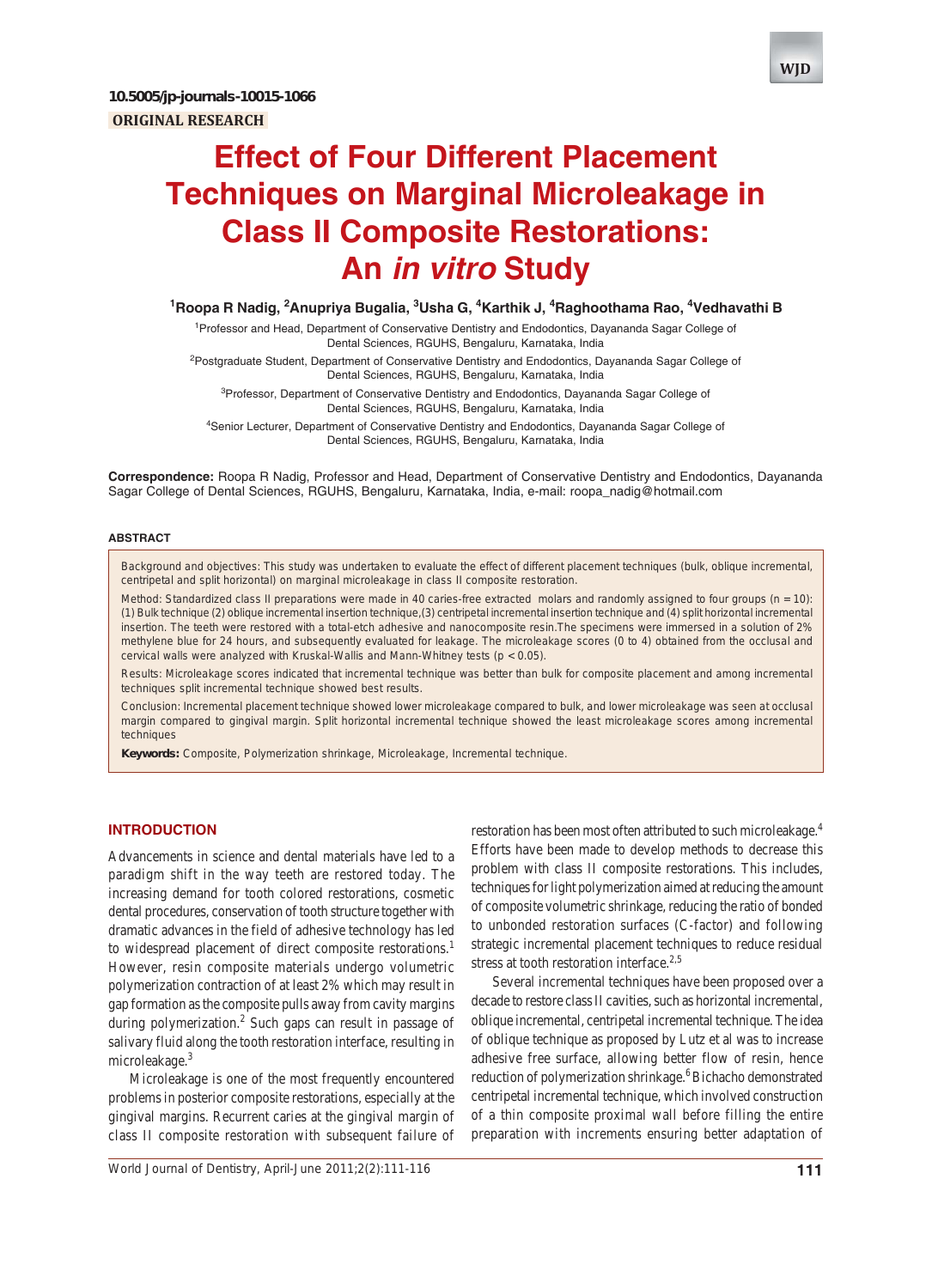10.5005/jp-journals-10015-1066

ORIGINAL RESEARCH

# Effect of Four Different Placement Techniques on Marginal Microleakage in Class II Composite Restorations: An *in vitro* Study

[1]Roopa R Nadig, [2]Anupriya Bugalia, [3]Usha G, [4]Karthik J, [4]Raghoothama Rao, [4]Vedhavathi B

[1]Professor and Head, Department of Conservative Dentistry and Endodontics, Dayananda Sagar College of Dental Sciences, RGUHS, Bengaluru, Karnataka, India

[2]Postgraduate Student, Department of Conservative Dentistry and Endodontics, Dayananda Sagar College of Dental Sciences, RGUHS, Bengaluru, Karnataka, India

[3]Professor, Department of Conservative Dentistry and Endodontics, Dayananda Sagar College of Dental Sciences, RGUHS, Bengaluru, Karnataka, India

[4]Senior Lecturer, Department of Conservative Dentistry and Endodontics, Dayananda Sagar College of Dental Sciences, RGUHS, Bengaluru, Karnataka, India

**Correspondence:** Roopa R Nadig, Professor and Head, Department of Conservative Dentistry and Endodontics, Dayananda Sagar College of Dental Sciences, RGUHS, Bengaluru, Karnataka, India, e-mail: roopa_nadig@hotmail.com

## ABSTRACT

Background and objectives: This study was undertaken to evaluate the effect of different placement techniques (bulk, oblique incremental, centripetal and split horizontal) on marginal microleakage in class II composite restoration.

Method: Standardized class II preparations were made in 40 caries-free extracted molars and randomly assigned to four groups (n = 10): (1) Bulk technique (2) oblique incremental insertion technique,(3) centripetal incremental insertion technique and (4) split horizontal incremental insertion. The teeth were restored with a total-etch adhesive and nanocomposite resin.The specimens were immersed in a solution of 2% methylene blue for 24 hours, and subsequently evaluated for leakage. The microleakage scores (0 to 4) obtained from the occlusal and cervical walls were analyzed with Kruskal-Wallis and Mann-Whitney tests ($p < 0.05$).

Results: Microleakage scores indicated that incremental technique was better than bulk for composite placement and among incremental techniques split incremental technique showed best results.

Conclusion: Incremental placement technique showed lower microleakage compared to bulk, and lower microleakage was seen at occlusal margin compared to gingival margin. Split horizontal incremental technique showed the least microleakage scores among incremental techniques

**Keywords:** Composite, Polymerization shrinkage, Microleakage, Incremental technique.

## INTRODUCTION

Advancements in science and dental materials have led to a paradigm shift in the way teeth are restored today. The increasing demand for tooth colored restorations, cosmetic dental procedures, conservation of tooth structure together with dramatic advances in the field of adhesive technology has led to widespread placement of direct composite restorations.[1] However, resin composite materials undergo volumetric polymerization contraction of at least 2% which may result in gap formation as the composite pulls away from cavity margins during polymerization.[2] Such gaps can result in passage of salivary fluid along the tooth restoration interface, resulting in microleakage.[3]

Microleakage is one of the most frequently encountered problems in posterior composite restorations, especially at the gingival margins. Recurrent caries at the gingival margin of class II composite restoration with subsequent failure of restoration has been most often attributed to such microleakage.[4] Efforts have been made to develop methods to decrease this problem with class II composite restorations. This includes, techniques for light polymerization aimed at reducing the amount of composite volumetric shrinkage, reducing the ratio of bonded to unbonded restoration surfaces (C-factor) and following strategic incremental placement techniques to reduce residual stress at tooth restoration interface.[2,5]

Several incremental techniques have been proposed over a decade to restore class II cavities, such as horizontal incremental, oblique incremental, centripetal incremental technique. The idea of oblique technique as proposed by Lutz et al was to increase adhesive free surface, allowing better flow of resin, hence reduction of polymerization shrinkage.[6] Bichacho demonstrated centripetal incremental technique, which involved construction of a thin composite proximal wall before filling the entire preparation with increments ensuring better adaptation of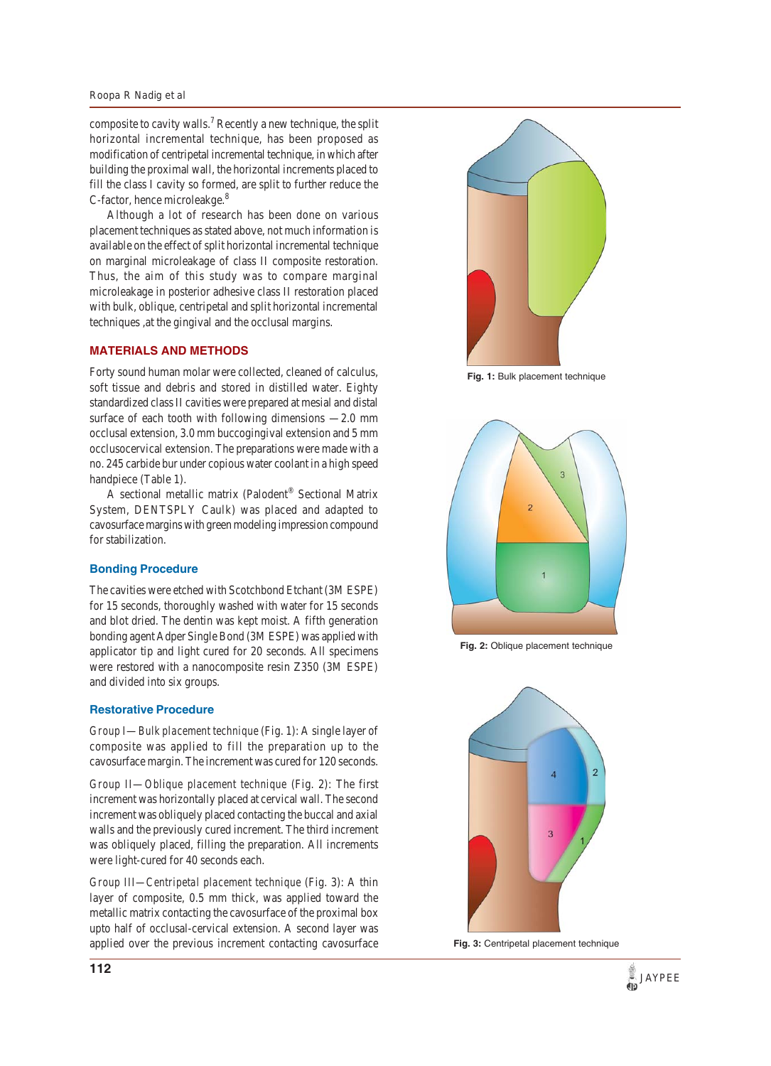composite to cavity walls.[7] Recently a new technique, the split horizontal incremental technique, has been proposed as modification of centripetal incremental technique, in which after building the proximal wall, the horizontal increments placed to fill the class I cavity so formed, are split to further reduce the C-factor, hence microleakge.[8]

Although a lot of research has been done on various placement techniques as stated above, not much information is available on the effect of split horizontal incremental technique on marginal microleakage of class II composite restoration. Thus, the aim of this study was to compare marginal microleakage in posterior adhesive class II restoration placed with bulk, oblique, centripetal and split horizontal incremental techniques ,at the gingival and the occlusal margins.

## MATERIALS AND METHODS

Forty sound human molar were collected, cleaned of calculus, soft tissue and debris and stored in distilled water. Eighty standardized class II cavities were prepared at mesial and distal surface of each tooth with following dimensions — 2.0 mm occlusal extension, 3.0 mm buccogingival extension and 5 mm occlusocervical extension. The preparations were made with a no. 245 carbide bur under copious water coolant in a high speed handpiece (Table 1).

A sectional metallic matrix (Palodent® Sectional Matrix System, DENTSPLY Caulk) was placed and adapted to cavosurface margins with green modeling impression compound for stabilization.

### Bonding Procedure

The cavities were etched with Scotchbond Etchant (3M ESPE) for 15 seconds, thoroughly washed with water for 15 seconds and blot dried. The dentin was kept moist. A fifth generation bonding agent Adper Single Bond (3M ESPE) was applied with applicator tip and light cured for 20 seconds. All specimens were restored with a nanocomposite resin Z350 (3M ESPE) and divided into six groups.

### Restorative Procedure

Group I—*Bulk placement technique* (Fig. 1): A single layer of composite was applied to fill the preparation up to the cavosurface margin. The increment was cured for 120 seconds.

Group II—*Oblique placement technique* (Fig. 2): The first increment was horizontally placed at cervical wall. The second increment was obliquely placed contacting the buccal and axial walls and the previously cured increment. The third increment was obliquely placed, filling the preparation. All increments were light-cured for 40 seconds each.

Group III—*Centripetal placement technique* (Fig. 3): A thin layer of composite, 0.5 mm thick, was applied toward the metallic matrix contacting the cavosurface of the proximal box upto half of occlusal-cervical extension. A second layer was applied over the previous increment contacting cavosurface

**Fig. 1:** Bulk placement technique

**Fig. 2:** Oblique placement technique

**Fig. 3:** Centripetal placement technique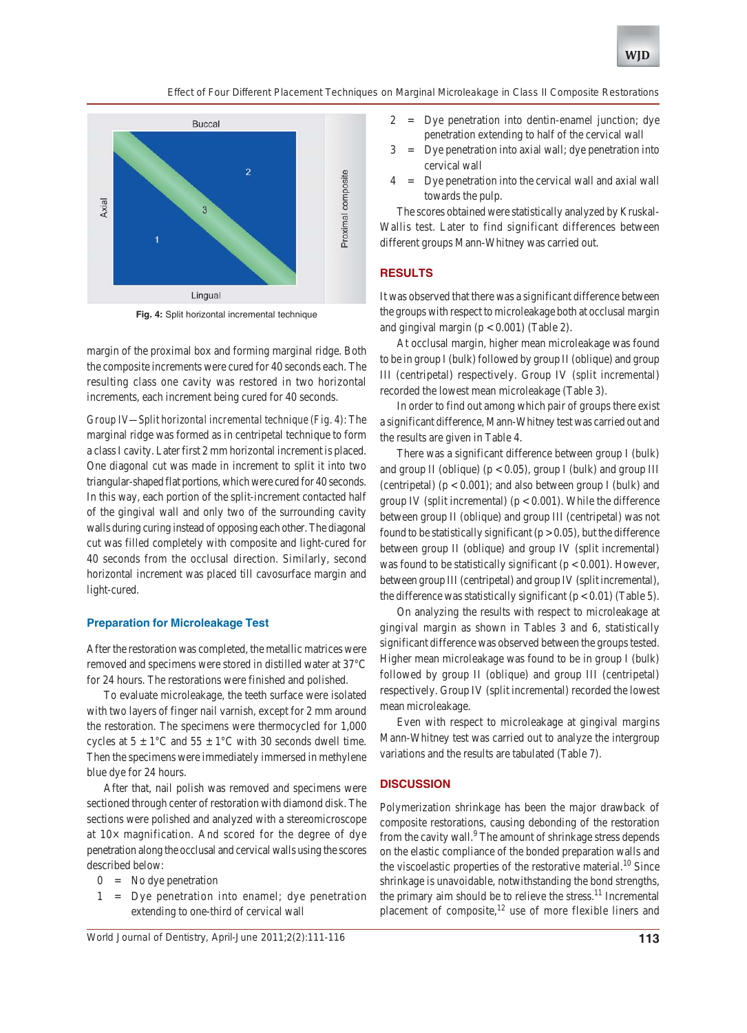Fig. 4: Split horizontal incremental technique

margin of the proximal box and forming marginal ridge. Both the composite increments were cured for 40 seconds each. The resulting class one cavity was restored in two horizontal increments, each increment being cured for 40 seconds.

*Group IV—Split horizontal incremental technique (Fig. 4):* The marginal ridge was formed as in centripetal technique to form a class I cavity. Later first 2 mm horizontal increment is placed. One diagonal cut was made in increment to split it into two triangular-shaped flat portions, which were cured for 40 seconds. In this way, each portion of the split-increment contacted half of the gingival wall and only two of the surrounding cavity walls during curing instead of opposing each other. The diagonal cut was filled completely with composite and light-cured for 40 seconds from the occlusal direction. Similarly, second horizontal increment was placed till cavosurface margin and light-cured.

## Preparation for Microleakage Test

After the restoration was completed, the metallic matrices were removed and specimens were stored in distilled water at 37°C for 24 hours. The restorations were finished and polished.

To evaluate microleakage, the teeth surface were isolated with two layers of finger nail varnish, except for 2 mm around the restoration. The specimens were thermocycled for 1,000 cycles at 5 ± 1°C and 55 ± 1°C with 30 seconds dwell time. Then the specimens were immediately immersed in methylene blue dye for 24 hours.

After that, nail polish was removed and specimens were sectioned through center of restoration with diamond disk. The sections were polished and analyzed with a stereomicroscope at 10× magnification. And scored for the degree of dye penetration along the occlusal and cervical walls using the scores described below:

- 0 = No dye penetration
- 1 = Dye penetration into enamel; dye penetration extending to one-third of cervical wall
- 2 = Dye penetration into dentin-enamel junction; dye penetration extending to half of the cervical wall
- 3 = Dye penetration into axial wall; dye penetration into cervical wall
- 4 = Dye penetration into the cervical wall and axial wall towards the pulp.

The scores obtained were statistically analyzed by Kruskal-Wallis test. Later to find significant differences between different groups Mann-Whitney was carried out.

## RESULTS

It was observed that there was a significant difference between the groups with respect to microleakage both at occlusal margin and gingival margin ($p < 0.001$) (Table 2).

At occlusal margin, higher mean microleakage was found to be in group I (bulk) followed by group II (oblique) and group III (centripetal) respectively. Group IV (split incremental) recorded the lowest mean microleakage (Table 3).

In order to find out among which pair of groups there exist a significant difference, Mann-Whitney test was carried out and the results are given in Table 4.

There was a significant difference between group I (bulk) and group II (oblique) ($p < 0.05$), group I (bulk) and group III (centripetal) ($p < 0.001$); and also between group I (bulk) and group IV (split incremental) ($p < 0.001$). While the difference between group II (oblique) and group III (centripetal) was not found to be statistically significant ($p > 0.05$), but the difference between group II (oblique) and group IV (split incremental) was found to be statistically significant ($p < 0.001$). However, between group III (centripetal) and group IV (split incremental), the difference was statistically significant ($p < 0.01$) (Table 5).

On analyzing the results with respect to microleakage at gingival margin as shown in Tables 3 and 6, statistically significant difference was observed between the groups tested. Higher mean microleakage was found to be in group I (bulk) followed by group II (oblique) and group III (centripetal) respectively. Group IV (split incremental) recorded the lowest mean microleakage.

Even with respect to microleakage at gingival margins Mann-Whitney test was carried out to analyze the intergroup variations and the results are tabulated (Table 7).

## DISCUSSION

Polymerization shrinkage has been the major drawback of composite restorations, causing debonding of the restoration from the cavity wall.[9] The amount of shrinkage stress depends on the elastic compliance of the bonded preparation walls and the viscoelastic properties of the restorative material.[10] Since shrinkage is unavoidable, notwithstanding the bond strengths, the primary aim should be to relieve the stress.[11] Incremental placement of composite,[12] use of more flexible liners and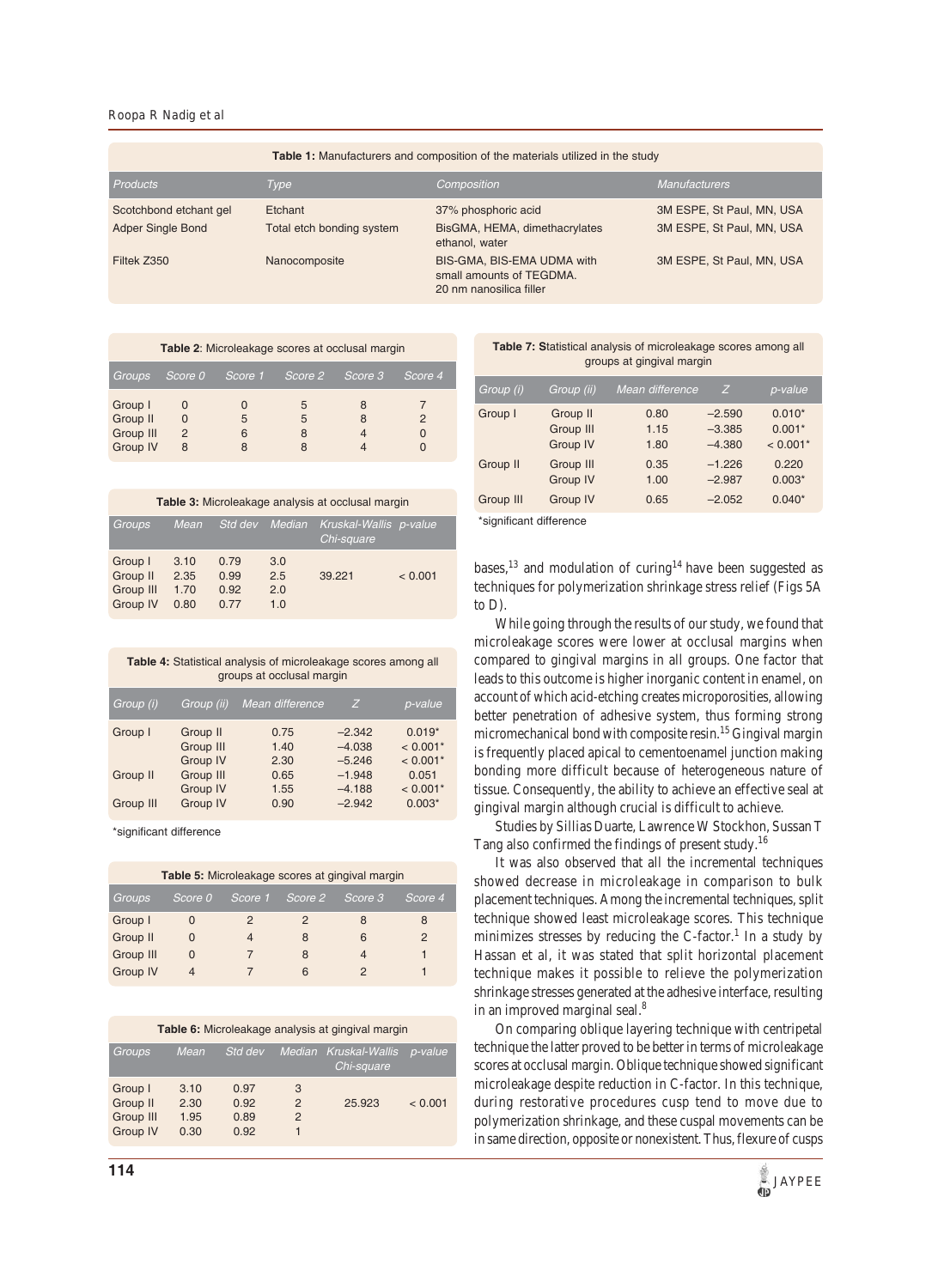**Table 1:** Manufacturers and composition of the materials utilized in the study

| Products | Type | Composition | Manufacturers |
|---|---|---|---|
| Scotchbond etchant gel | Etchant | 37% phosphoric acid | 3M ESPE, St Paul, MN, USA |
| Adper Single Bond | Total etch bonding system | BisGMA, HEMA, dimethacrylates ethanol, water | 3M ESPE, St Paul, MN, USA |
| Filtek Z350 | Nanocomposite | BIS-GMA, BIS-EMA UDMA with small amounts of TEGDMA. 20 nm nanosilica filler | 3M ESPE, St Paul, MN, USA |

**Table 2**: Microleakage scores at occlusal margin

| Groups | Score 0 | Score 1 | Score 2 | Score 3 | Score 4 |
|---|---|---|---|---|---|
| Group I | 0 | 0 | 5 | 8 | 7 |
| Group II | 0 | 5 | 5 | 8 | 2 |
| Group III | 2 | 6 | 8 | 4 | 0 |
| Group IV | 8 | 8 | 8 | 4 | 0 |

**Table 3:** Microleakage analysis at occlusal margin

| Groups | Mean | Std dev | Median | Kruskal-Wallis Chi-square | p-value |
|---|---|---|---|---|---|
| Group I | 3.10 | 0.79 | 3.0 | | |
| Group II | 2.35 | 0.99 | 2.5 | 39.221 | < 0.001 |
| Group III | 1.70 | 0.92 | 2.0 | | |
| Group IV | 0.80 | 0.77 | 1.0 | | |

**Table 4:** Statistical analysis of microleakage scores among all groups at occlusal margin

| Group (i) | Group (ii) | Mean difference | Z | p-value |
|---|---|---|---|---|
| Group I | Group II | 0.75 | −2.342 | 0.019* |
| | Group III | 1.40 | −4.038 | < 0.001* |
| | Group IV | 2.30 | −5.246 | < 0.001* |
| Group II | Group III | 0.65 | −1.948 | 0.051 |
| | Group IV | 1.55 | −4.188 | < 0.001* |
| Group III | Group IV | 0.90 | −2.942 | 0.003* |

*significant difference

**Table 5:** Microleakage scores at gingival margin

| Groups | Score 0 | Score 1 | Score 2 | Score 3 | Score 4 |
|---|---|---|---|---|---|
| Group I | 0 | 2 | 2 | 8 | 8 |
| Group II | 0 | 4 | 8 | 6 | 2 |
| Group III | 0 | 7 | 8 | 4 | 1 |
| Group IV | 4 | 7 | 6 | 2 | 1 |

**Table 6:** Microleakage analysis at gingival margin

| Groups | Mean | Std dev | Median | Kruskal-Wallis Chi-square | p-value |
|---|---|---|---|---|---|
| Group I | 3.10 | 0.97 | 3 | | |
| Group II | 2.30 | 0.92 | 2 | 25.923 | < 0.001 |
| Group III | 1.95 | 0.89 | 2 | | |
| Group IV | 0.30 | 0.92 | 1 | | |

**Table 7: S**tatistical analysis of microleakage scores among all groups at gingival margin

| Group (i) | Group (ii) | Mean difference | Z | p-value |
|---|---|---|---|---|
| Group I | Group II | 0.80 | −2.590 | 0.010* |
| | Group III | 1.15 | −3.385 | 0.001* |
| | Group IV | 1.80 | −4.380 | < 0.001* |
| Group II | Group III | 0.35 | −1.226 | 0.220 |
| | Group IV | 1.00 | −2.987 | 0.003* |
| Group III | Group IV | 0.65 | −2.052 | 0.040* |

*significant difference

bases,[13] and modulation of curing[14] have been suggested as techniques for polymerization shrinkage stress relief (Figs 5A to D).

While going through the results of our study, we found that microleakage scores were lower at occlusal margins when compared to gingival margins in all groups. One factor that leads to this outcome is higher inorganic content in enamel, on account of which acid-etching creates microporosities, allowing better penetration of adhesive system, thus forming strong micromechanical bond with composite resin.[15] Gingival margin is frequently placed apical to cementoenamel junction making bonding more difficult because of heterogeneous nature of tissue. Consequently, the ability to achieve an effective seal at gingival margin although crucial is difficult to achieve.

Studies by Sillias Duarte, Lawrence W Stockhon, Sussan T Tang also confirmed the findings of present study.[16]

It was also observed that all the incremental techniques showed decrease in microleakage in comparison to bulk placement techniques. Among the incremental techniques, split technique showed least microleakage scores. This technique minimizes stresses by reducing the C-factor.[1] In a study by Hassan et al, it was stated that split horizontal placement technique makes it possible to relieve the polymerization shrinkage stresses generated at the adhesive interface, resulting in an improved marginal seal.[8]

On comparing oblique layering technique with centripetal technique the latter proved to be better in terms of microleakage scores at occlusal margin. Oblique technique showed significant microleakage despite reduction in C-factor. In this technique, during restorative procedures cusp tend to move due to polymerization shrinkage, and these cuspal movements can be in same direction, opposite or nonexistent. Thus, flexure of cusps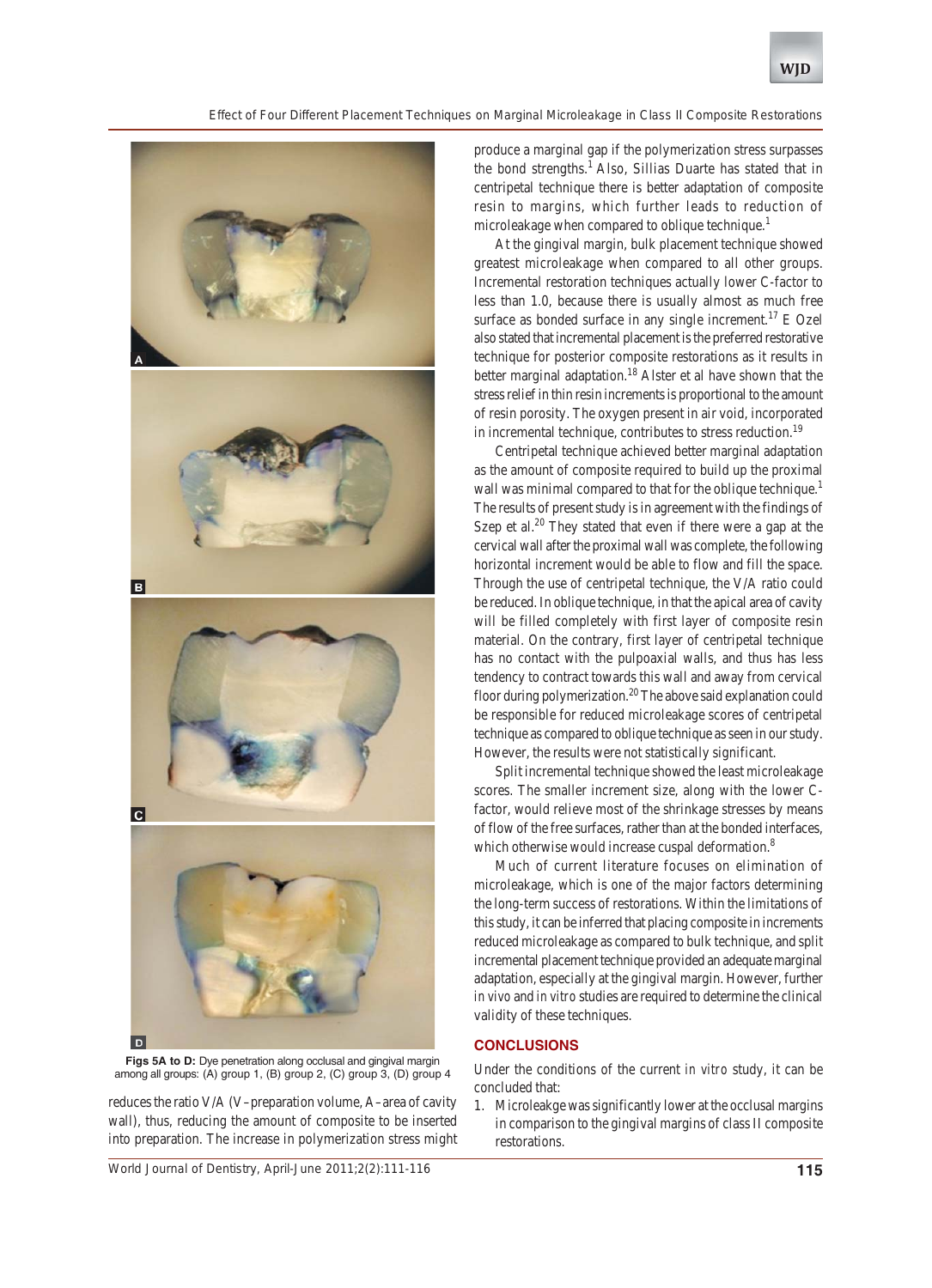Figs 5A to D: Dye penetration along occlusal and gingival margin among all groups: (A) group 1, (B) group 2, (C) group 3, (D) group 4

reduces the ratio V/A (V–preparation volume, A–area of cavity wall), thus, reducing the amount of composite to be inserted into preparation. The increase in polymerization stress might produce a marginal gap if the polymerization stress surpasses the bond strengths.[1] Also, Sillias Duarte has stated that in centripetal technique there is better adaptation of composite resin to margins, which further leads to reduction of microleakage when compared to oblique technique.[1]

At the gingival margin, bulk placement technique showed greatest microleakage when compared to all other groups. Incremental restoration techniques actually lower C-factor to less than 1.0, because there is usually almost as much free surface as bonded surface in any single increment.[17] E Ozel also stated that incremental placement is the preferred restorative technique for posterior composite restorations as it results in better marginal adaptation.[18] Alster et al have shown that the stress relief in thin resin increments is proportional to the amount of resin porosity. The oxygen present in air void, incorporated in incremental technique, contributes to stress reduction.[19]

Centripetal technique achieved better marginal adaptation as the amount of composite required to build up the proximal wall was minimal compared to that for the oblique technique.[1] The results of present study is in agreement with the findings of Szep et al.[20] They stated that even if there were a gap at the cervical wall after the proximal wall was complete, the following horizontal increment would be able to flow and fill the space. Through the use of centripetal technique, the V/A ratio could be reduced. In oblique technique, in that the apical area of cavity will be filled completely with first layer of composite resin material. On the contrary, first layer of centripetal technique has no contact with the pulpoaxial walls, and thus has less tendency to contract towards this wall and away from cervical floor during polymerization.[20] The above said explanation could be responsible for reduced microleakage scores of centripetal technique as compared to oblique technique as seen in our study. However, the results were not statistically significant.

Split incremental technique showed the least microleakage scores. The smaller increment size, along with the lower C-factor, would relieve most of the shrinkage stresses by means of flow of the free surfaces, rather than at the bonded interfaces, which otherwise would increase cuspal deformation.[8]

Much of current literature focuses on elimination of microleakage, which is one of the major factors determining the long-term success of restorations. Within the limitations of this study, it can be inferred that placing composite in increments reduced microleakage as compared to bulk technique, and split incremental placement technique provided an adequate marginal adaptation, especially at the gingival margin. However, further *in vivo* and *in vitro* studies are required to determine the clinical validity of these techniques.

## CONCLUSIONS

Under the conditions of the current *in vitro* study, it can be concluded that:

1. Microleakge was significantly lower at the occlusal margins in comparison to the gingival margins of class II composite restorations.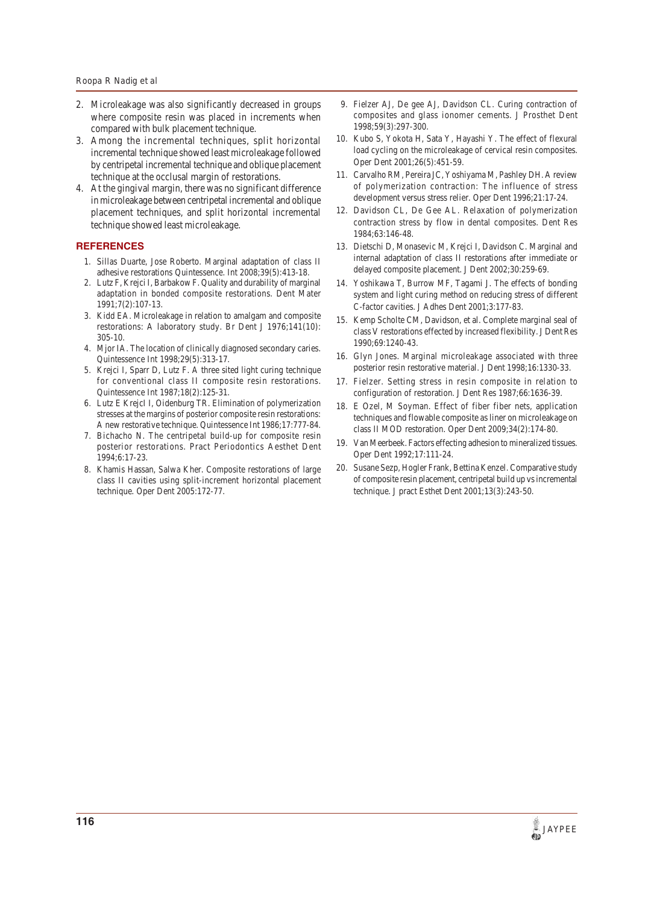2. Microleakage was also significantly decreased in groups where composite resin was placed in increments when compared with bulk placement technique.
3. Among the incremental techniques, split horizontal incremental technique showed least microleakage followed by centripetal incremental technique and oblique placement technique at the occlusal margin of restorations.
4. At the gingival margin, there was no significant difference in microleakage between centripetal incremental and oblique placement techniques, and split horizontal incremental technique showed least microleakage.

## REFERENCES

1. Sillas Duarte, Jose Roberto. Marginal adaptation of class II adhesive restorations Quintessence. Int 2008;39(5):413-18.
2. Lutz F, Krejci I, Barbakow F. Quality and durability of marginal adaptation in bonded composite restorations. Dent Mater 1991;7(2):107-13.
3. Kidd EA. Microleakage in relation to amalgam and composite restorations: A laboratory study. Br Dent J 1976;141(10): 305-10.
4. Mjor IA. The location of clinically diagnosed secondary caries. Quintessence Int 1998;29(5):313-17.
5. Krejci I, Sparr D, Lutz F. A three sited light curing technique for conventional class II composite resin restorations. Quintessence Int 1987;18(2):125-31.
6. Lutz E Krejcl I, Oidenburg TR. Elimination of polymerization stresses at the margins of posterior composite resin restorations: A new restorative technique. Quintessence Int 1986;17:777-84.
7. Bichacho N. The centripetal build-up for composite resin posterior restorations. Pract Periodontics Aesthet Dent 1994;6:17-23.
8. Khamis Hassan, Salwa Kher. Composite restorations of large class II cavities using split-increment horizontal placement technique. Oper Dent 2005:172-77.
9. Fielzer AJ, De gee AJ, Davidson CL. Curing contraction of composites and glass ionomer cements. J Prosthet Dent 1998;59(3):297-300.
10. Kubo S, Yokota H, Sata Y, Hayashi Y. The effect of flexural load cycling on the microleakage of cervical resin composites. Oper Dent 2001;26(5):451-59.
11. Carvalho RM, Pereira JC, Yoshiyama M, Pashley DH. A review of polymerization contraction: The influence of stress development versus stress relier. Oper Dent 1996;21:17-24.
12. Davidson CL, De Gee AL. Relaxation of polymerization contraction stress by flow in dental composites. Dent Res 1984;63:146-48.
13. Dietschi D, Monasevic M, Krejci I, Davidson C. Marginal and internal adaptation of class II restorations after immediate or delayed composite placement. J Dent 2002;30:259-69.
14. Yoshikawa T, Burrow MF, Tagami J. The effects of bonding system and light curing method on reducing stress of different C-factor cavities. J Adhes Dent 2001;3:177-83.
15. Kemp Scholte CM, Davidson, et al. Complete marginal seal of class V restorations effected by increased flexibility. J Dent Res 1990;69:1240-43.
16. Glyn Jones. Marginal microleakage associated with three posterior resin restorative material. J Dent 1998;16:1330-33.
17. Fielzer. Setting stress in resin composite in relation to configuration of restoration. J Dent Res 1987;66:1636-39.
18. E Ozel, M Soyman. Effect of fiber fiber nets, application techniques and flowable composite as liner on microleakage on class II MOD restoration. Oper Dent 2009;34(2):174-80.
19. Van Meerbeek. Factors effecting adhesion to mineralized tissues. Oper Dent 1992;17:111-24.
20. Susane Sezp, Hogler Frank, Bettina Kenzel. Comparative study of composite resin placement, centripetal build up vs incremental technique. J pract Esthet Dent 2001;13(3):243-50.